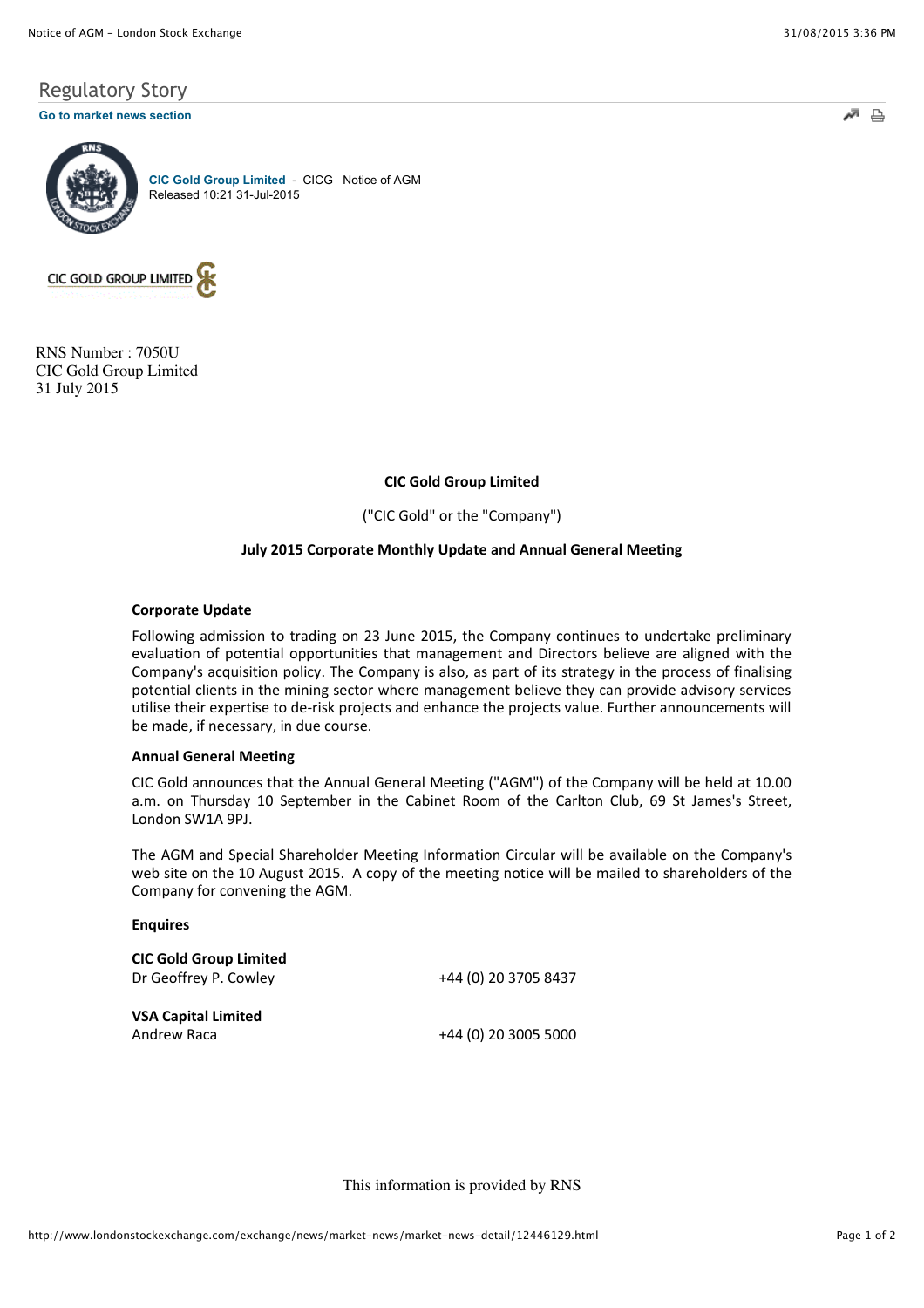Regulatory Story

Go to market news section

**CIC Gold Group Limited** - CICG Notice of AGM
Released 10:21 31-Jul-2015

RNS Number : 7050U
CIC Gold Group Limited
31 July 2015

**CIC Gold Group Limited**

("CIC Gold" or the "Company")

**July 2015 Corporate Monthly Update and Annual General Meeting**

**Corporate Update**

Following admission to trading on 23 June 2015, the Company continues to undertake preliminary evaluation of potential opportunities that management and Directors believe are aligned with the Company's acquisition policy. The Company is also, as part of its strategy in the process of finalising potential clients in the mining sector where management believe they can provide advisory services utilise their expertise to de-risk projects and enhance the projects value. Further announcements will be made, if necessary, in due course.

**Annual General Meeting**

CIC Gold announces that the Annual General Meeting ("AGM") of the Company will be held at 10.00 a.m. on Thursday 10 September in the Cabinet Room of the Carlton Club, 69 St James's Street, London SW1A 9PJ.

The AGM and Special Shareholder Meeting Information Circular will be available on the Company's web site on the 10 August 2015. A copy of the meeting notice will be mailed to shareholders of the Company for convening the AGM.

**Enquires**

**CIC Gold Group Limited**
Dr Geoffrey P. Cowley +44 (0) 20 3705 8437

**VSA Capital Limited**
Andrew Raca +44 (0) 20 3005 5000

This information is provided by RNS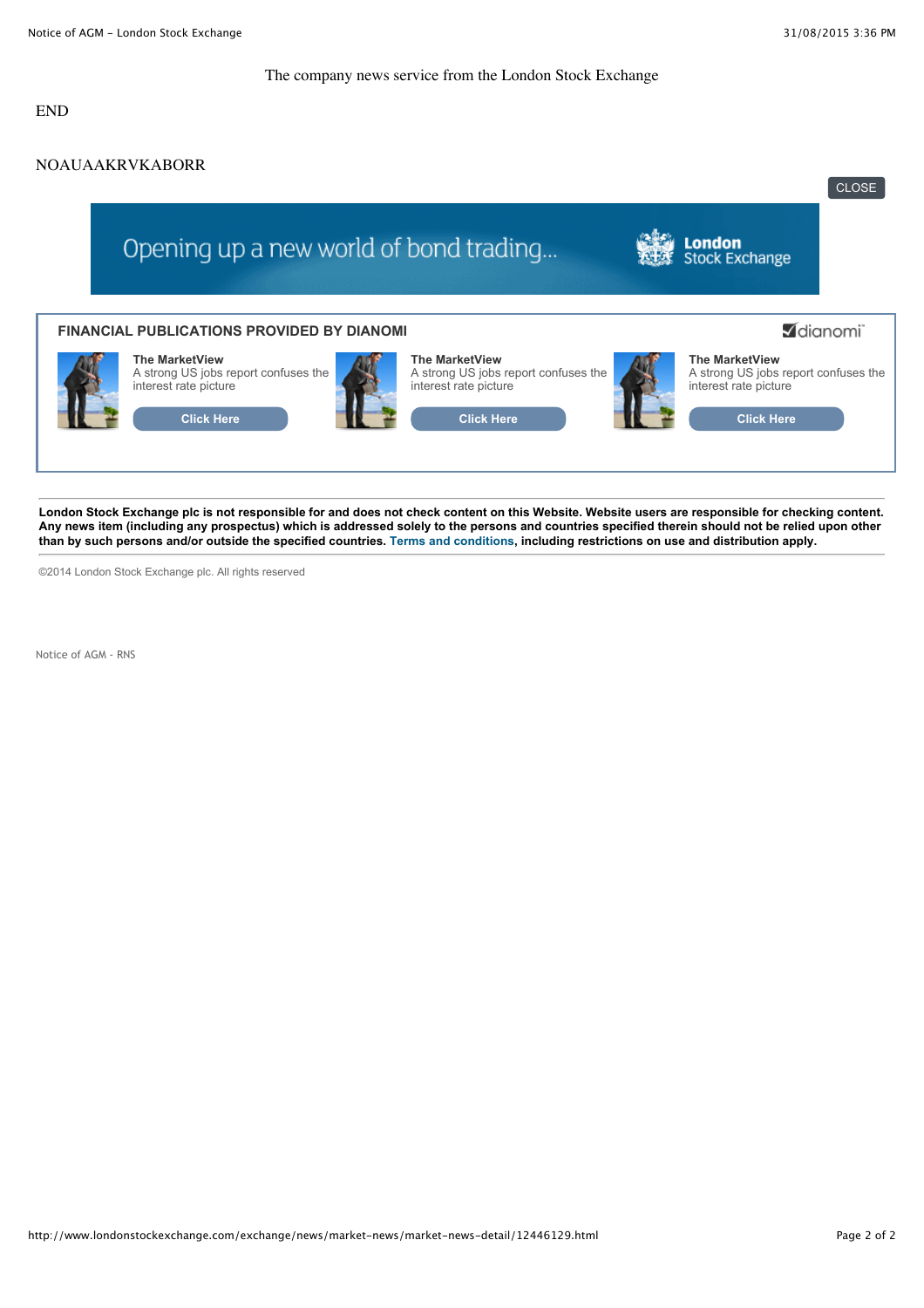The company news service from the London Stock Exchange

END

NOAUAAKRVKABORR

CLOSE

Opening up a new world of bond trading...

London Stock Exchange

**FINANCIAL PUBLICATIONS PROVIDED BY DIANOMI**

dianomi

**The MarketView**
A strong US jobs report confuses the interest rate picture

Click Here

**The MarketView**
A strong US jobs report confuses the interest rate picture

Click Here

**The MarketView**
A strong US jobs report confuses the interest rate picture

Click Here

**London Stock Exchange plc is not responsible for and does not check content on this Website. Website users are responsible for checking content. Any news item (including any prospectus) which is addressed solely to the persons and countries specified therein should not be relied upon other than by such persons and/or outside the specified countries. Terms and conditions, including restrictions on use and distribution apply.**

©2014 London Stock Exchange plc. All rights reserved

Notice of AGM - RNS